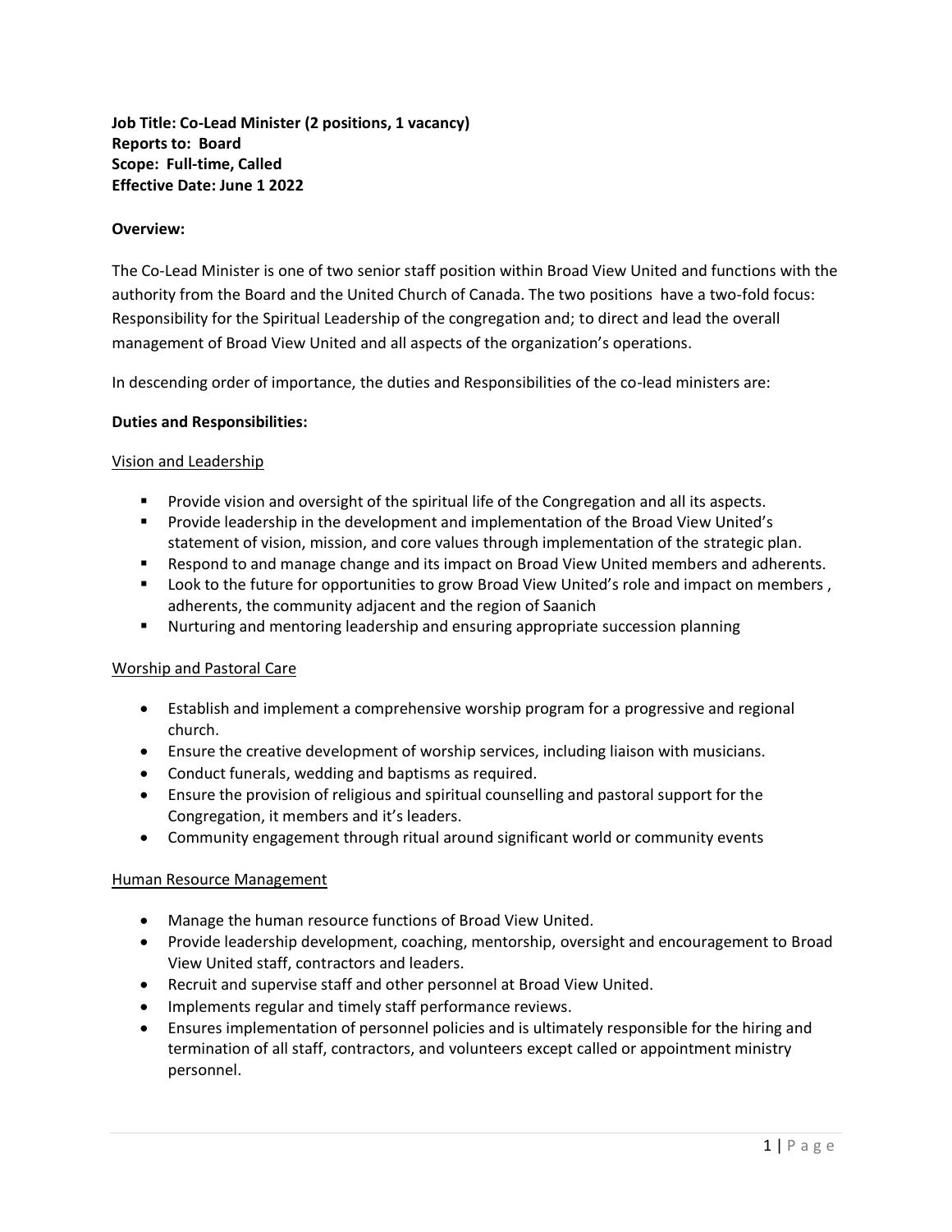**Job Title: Co-Lead Minister (2 positions, 1 vacancy)**
**Reports to: Board**
**Scope: Full-time, Called**
**Effective Date: June 1 2022**

**Overview:**

The Co-Lead Minister is one of two senior staff position within Broad View United and functions with the authority from the Board and the United Church of Canada. The two positions have a two-fold focus: Responsibility for the Spiritual Leadership of the congregation and; to direct and lead the overall management of Broad View United and all aspects of the organization's operations.

In descending order of importance, the duties and Responsibilities of the co-lead ministers are:

**Duties and Responsibilities:**

Vision and Leadership

- Provide vision and oversight of the spiritual life of the Congregation and all its aspects.
- Provide leadership in the development and implementation of the Broad View United's statement of vision, mission, and core values through implementation of the strategic plan.
- Respond to and manage change and its impact on Broad View United members and adherents.
- Look to the future for opportunities to grow Broad View United's role and impact on members , adherents, the community adjacent and the region of Saanich
- Nurturing and mentoring leadership and ensuring appropriate succession planning

Worship and Pastoral Care

- Establish and implement a comprehensive worship program for a progressive and regional church.
- Ensure the creative development of worship services, including liaison with musicians.
- Conduct funerals, wedding and baptisms as required.
- Ensure the provision of religious and spiritual counselling and pastoral support for the Congregation, it members and it's leaders.
- Community engagement through ritual around significant world or community events

Human Resource Management

- Manage the human resource functions of Broad View United.
- Provide leadership development, coaching, mentorship, oversight and encouragement to Broad View United staff, contractors and leaders.
- Recruit and supervise staff and other personnel at Broad View United.
- Implements regular and timely staff performance reviews.
- Ensures implementation of personnel policies and is ultimately responsible for the hiring and termination of all staff, contractors, and volunteers except called or appointment ministry personnel.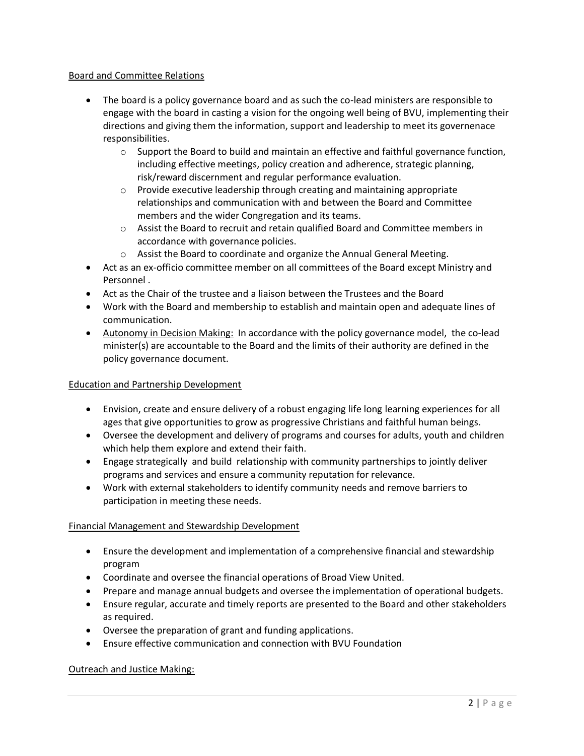Board and Committee Relations

- The board is a policy governance board and as such the co-lead ministers are responsible to engage with the board in casting a vision for the ongoing well being of BVU, implementing their directions and giving them the information, support and leadership to meet its governenace responsibilities.
  - Support the Board to build and maintain an effective and faithful governance function, including effective meetings, policy creation and adherence, strategic planning, risk/reward discernment and regular performance evaluation.
  - Provide executive leadership through creating and maintaining appropriate relationships and communication with and between the Board and Committee members and the wider Congregation and its teams.
  - Assist the Board to recruit and retain qualified Board and Committee members in accordance with governance policies.
  - Assist the Board to coordinate and organize the Annual General Meeting.
- Act as an ex-officio committee member on all committees of the Board except Ministry and Personnel .
- Act as the Chair of the trustee and a liaison between the Trustees and the Board
- Work with the Board and membership to establish and maintain open and adequate lines of communication.
- Autonomy in Decision Making: In accordance with the policy governance model, the co-lead minister(s) are accountable to the Board and the limits of their authority are defined in the policy governance document.

Education and Partnership Development

- Envision, create and ensure delivery of a robust engaging life long learning experiences for all ages that give opportunities to grow as progressive Christians and faithful human beings.
- Oversee the development and delivery of programs and courses for adults, youth and children which help them explore and extend their faith.
- Engage strategically and build relationship with community partnerships to jointly deliver programs and services and ensure a community reputation for relevance.
- Work with external stakeholders to identify community needs and remove barriers to participation in meeting these needs.

Financial Management and Stewardship Development

- Ensure the development and implementation of a comprehensive financial and stewardship program
- Coordinate and oversee the financial operations of Broad View United.
- Prepare and manage annual budgets and oversee the implementation of operational budgets.
- Ensure regular, accurate and timely reports are presented to the Board and other stakeholders as required.
- Oversee the preparation of grant and funding applications.
- Ensure effective communication and connection with BVU Foundation

Outreach and Justice Making: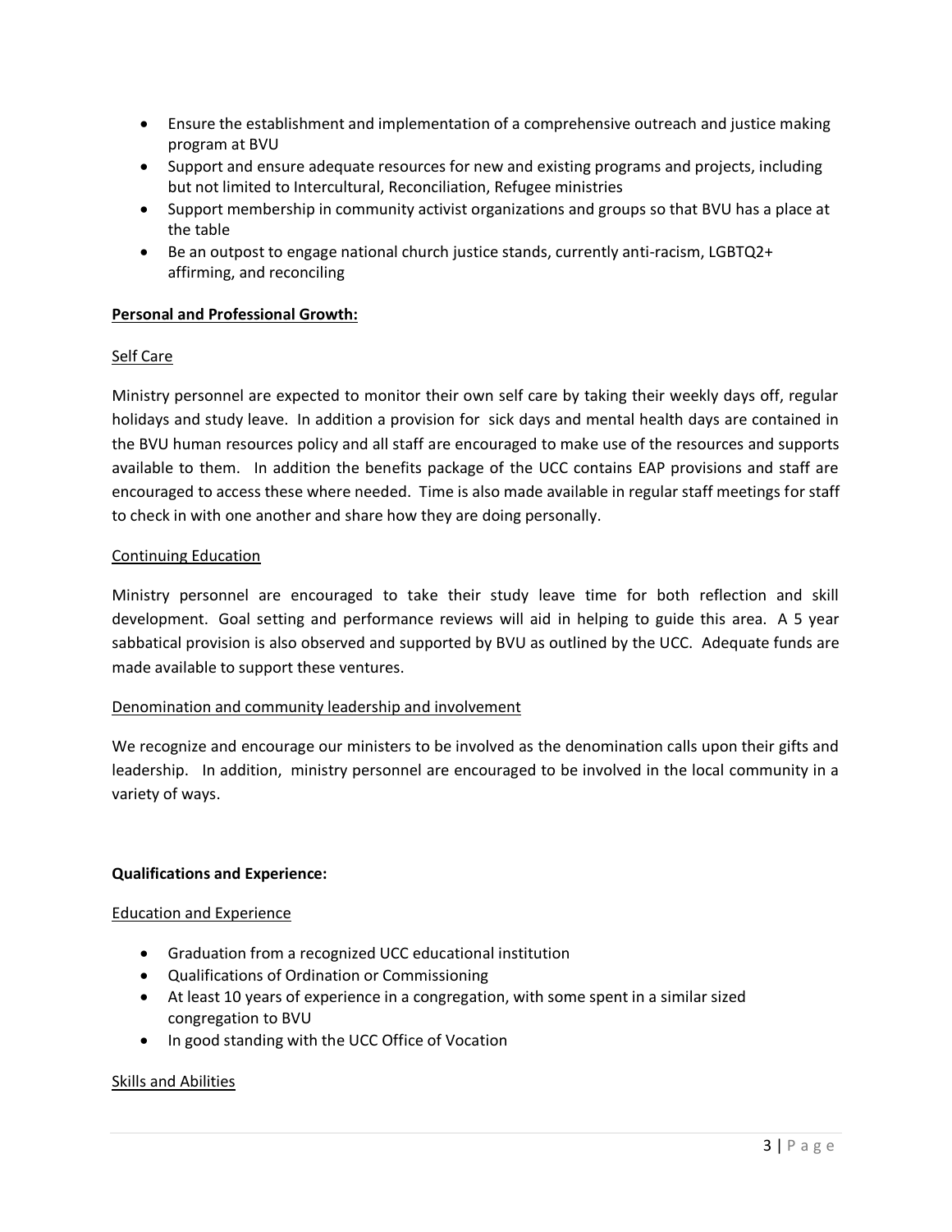- Ensure the establishment and implementation of a comprehensive outreach and justice making program at BVU
- Support and ensure adequate resources for new and existing programs and projects, including but not limited to Intercultural, Reconciliation, Refugee ministries
- Support membership in community activist organizations and groups so that BVU has a place at the table
- Be an outpost to engage national church justice stands, currently anti-racism, LGBTQ2+ affirming, and reconciling

**Personal and Professional Growth:**

Self Care

Ministry personnel are expected to monitor their own self care by taking their weekly days off, regular holidays and study leave. In addition a provision for sick days and mental health days are contained in the BVU human resources policy and all staff are encouraged to make use of the resources and supports available to them. In addition the benefits package of the UCC contains EAP provisions and staff are encouraged to access these where needed. Time is also made available in regular staff meetings for staff to check in with one another and share how they are doing personally.

Continuing Education

Ministry personnel are encouraged to take their study leave time for both reflection and skill development. Goal setting and performance reviews will aid in helping to guide this area. A 5 year sabbatical provision is also observed and supported by BVU as outlined by the UCC. Adequate funds are made available to support these ventures.

Denomination and community leadership and involvement

We recognize and encourage our ministers to be involved as the denomination calls upon their gifts and leadership. In addition, ministry personnel are encouraged to be involved in the local community in a variety of ways.

**Qualifications and Experience:**

Education and Experience

- Graduation from a recognized UCC educational institution
- Qualifications of Ordination or Commissioning
- At least 10 years of experience in a congregation, with some spent in a similar sized congregation to BVU
- In good standing with the UCC Office of Vocation

Skills and Abilities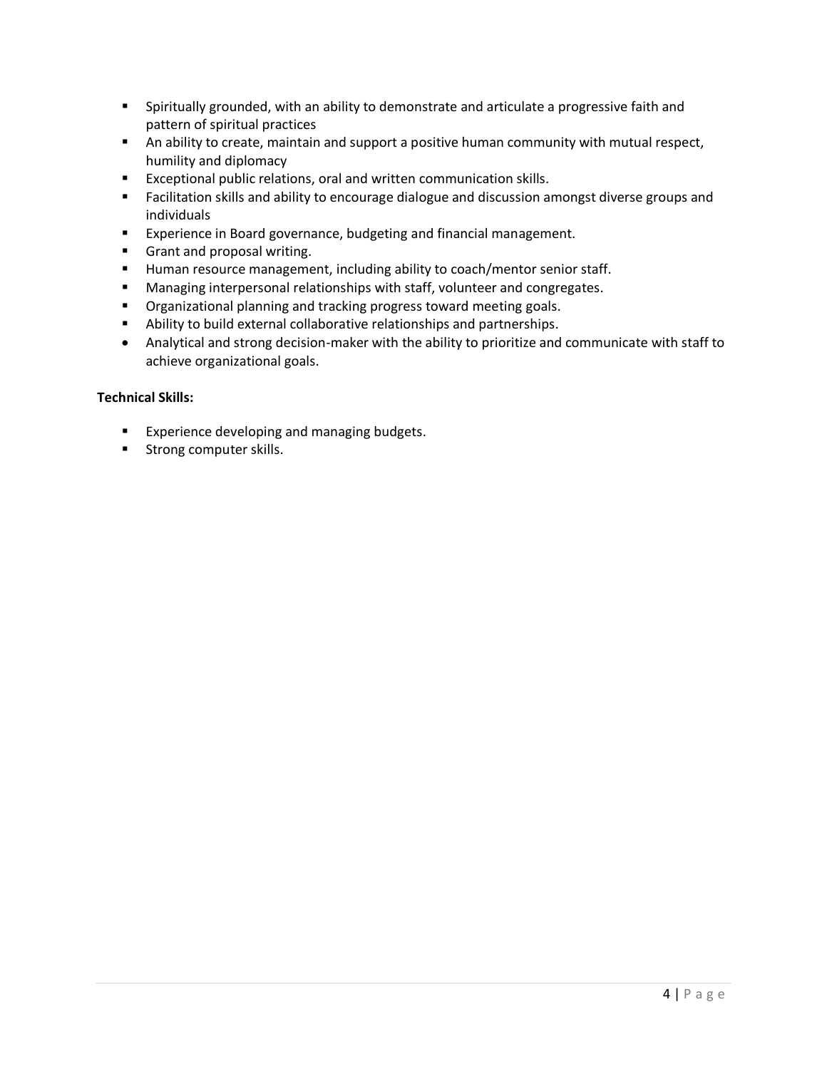- Spiritually grounded, with an ability to demonstrate and articulate a progressive faith and pattern of spiritual practices
- An ability to create, maintain and support a positive human community with mutual respect, humility and diplomacy
- Exceptional public relations, oral and written communication skills.
- Facilitation skills and ability to encourage dialogue and discussion amongst diverse groups and individuals
- Experience in Board governance, budgeting and financial management.
- Grant and proposal writing.
- Human resource management, including ability to coach/mentor senior staff.
- Managing interpersonal relationships with staff, volunteer and congregates.
- Organizational planning and tracking progress toward meeting goals.
- Ability to build external collaborative relationships and partnerships.
- Analytical and strong decision-maker with the ability to prioritize and communicate with staff to achieve organizational goals.

**Technical Skills:**

- Experience developing and managing budgets.
- Strong computer skills.